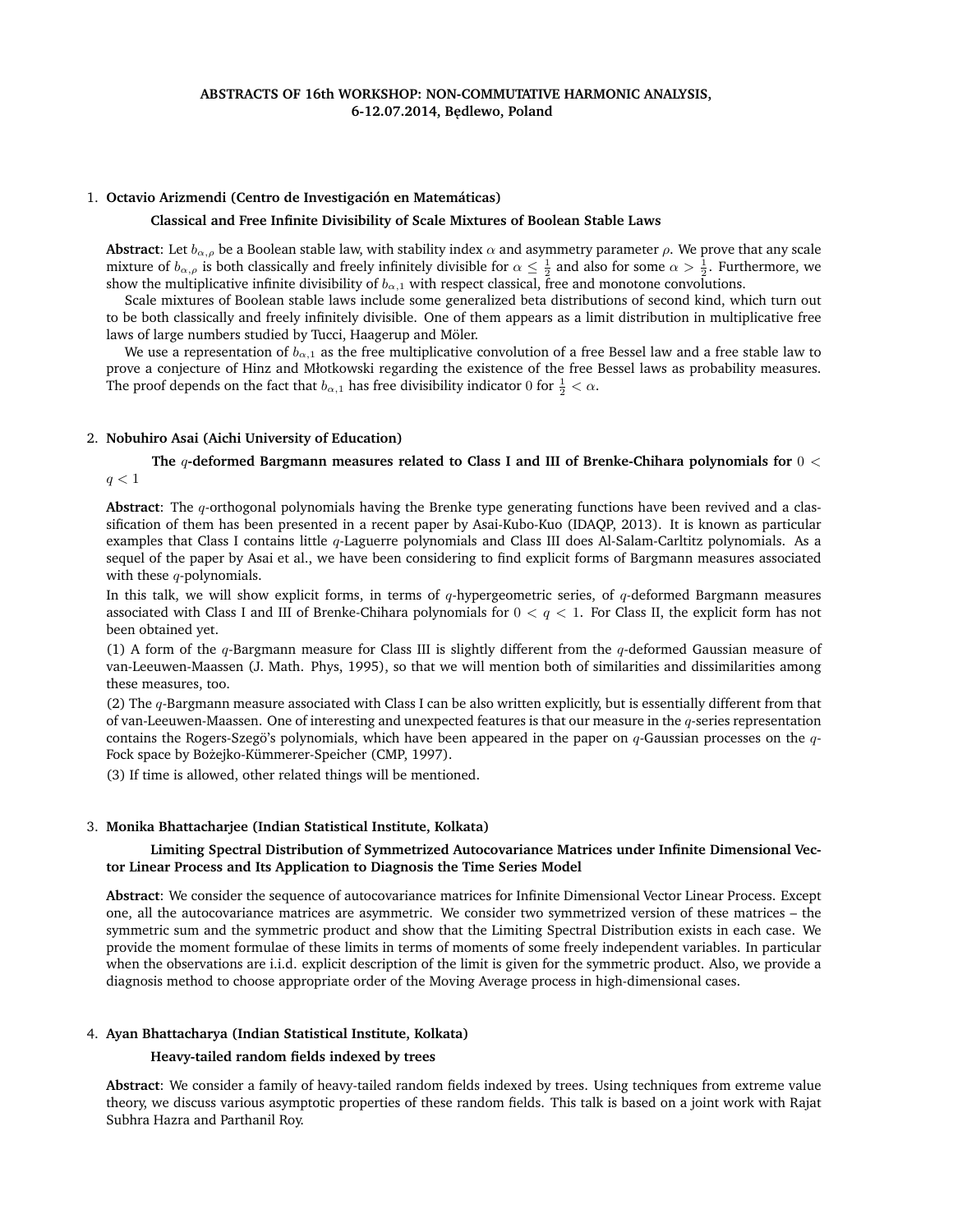# ABSTRACTS OF 16th WORKSHOP: NON-COMMUTATIVE HARMONIC ANALYSIS, 6-12.07.2014, Będlewo, Poland

1. **Octavio Arizmendi (Centro de Investigación en Matemáticas)**

   **Classical and Free Infinite Divisibility of Scale Mixtures of Boolean Stable Laws**

   **Abstract**: Let $b_{\alpha,\rho}$ be a Boolean stable law, with stability index $\alpha$ and asymmetry parameter $\rho$. We prove that any scale mixture of $b_{\alpha,\rho}$ is both classically and freely infinitely divisible for $\alpha \leq \frac{1}{2}$ and also for some $\alpha > \frac{1}{2}$. Furthermore, we show the multiplicative infinite divisibility of $b_{\alpha,1}$ with respect classical, free and monotone convolutions.

   Scale mixtures of Boolean stable laws include some generalized beta distributions of second kind, which turn out to be both classically and freely infinitely divisible. One of them appears as a limit distribution in multiplicative free laws of large numbers studied by Tucci, Haagerup and Möler.

   We use a representation of $b_{\alpha,1}$ as the free multiplicative convolution of a free Bessel law and a free stable law to prove a conjecture of Hinz and Młotkowski regarding the existence of the free Bessel laws as probability measures. The proof depends on the fact that $b_{\alpha,1}$ has free divisibility indicator $0$ for $\frac{1}{2} < \alpha$.

2. **Nobuhiro Asai (Aichi University of Education)**

   **The $q$-deformed Bargmann measures related to Class I and III of Brenke-Chihara polynomials for $0 < q < 1$**

   **Abstract**: The $q$-orthogonal polynomials having the Brenke type generating functions have been revived and a classification of them has been presented in a recent paper by Asai-Kubo-Kuo (IDAQP, 2013). It is known as particular examples that Class I contains little $q$-Laguerre polynomials and Class III does Al-Salam-Carltitz polynomials. As a sequel of the paper by Asai et al., we have been considering to find explicit forms of Bargmann measures associated with these $q$-polynomials.

   In this talk, we will show explicit forms, in terms of $q$-hypergeometric series, of $q$-deformed Bargmann measures associated with Class I and III of Brenke-Chihara polynomials for $0 < q < 1$. For Class II, the explicit form has not been obtained yet.

   (1) A form of the $q$-Bargmann measure for Class III is slightly different from the $q$-deformed Gaussian measure of van-Leeuwen-Maassen (J. Math. Phys, 1995), so that we will mention both of similarities and dissimilarities among these measures, too.

   (2) The $q$-Bargmann measure associated with Class I can be also written explicitly, but is essentially different from that of van-Leeuwen-Maassen. One of interesting and unexpected features is that our measure in the $q$-series representation contains the Rogers-Szegö's polynomials, which have been appeared in the paper on $q$-Gaussian processes on the $q$-Fock space by Bożejko-Kümmerer-Speicher (CMP, 1997).

   (3) If time is allowed, other related things will be mentioned.

3. **Monika Bhattacharjee (Indian Statistical Institute, Kolkata)**

   **Limiting Spectral Distribution of Symmetrized Autocovariance Matrices under Infinite Dimensional Vector Linear Process and Its Application to Diagnosis the Time Series Model**

   **Abstract**: We consider the sequence of autocovariance matrices for Infinite Dimensional Vector Linear Process. Except one, all the autocovariance matrices are asymmetric. We consider two symmetrized version of these matrices – the symmetric sum and the symmetric product and show that the Limiting Spectral Distribution exists in each case. We provide the moment formulae of these limits in terms of moments of some freely independent variables. In particular when the observations are i.i.d. explicit description of the limit is given for the symmetric product. Also, we provide a diagnosis method to choose appropriate order of the Moving Average process in high-dimensional cases.

4. **Ayan Bhattacharya (Indian Statistical Institute, Kolkata)**

   **Heavy-tailed random fields indexed by trees**

   **Abstract**: We consider a family of heavy-tailed random fields indexed by trees. Using techniques from extreme value theory, we discuss various asymptotic properties of these random fields. This talk is based on a joint work with Rajat Subhra Hazra and Parthanil Roy.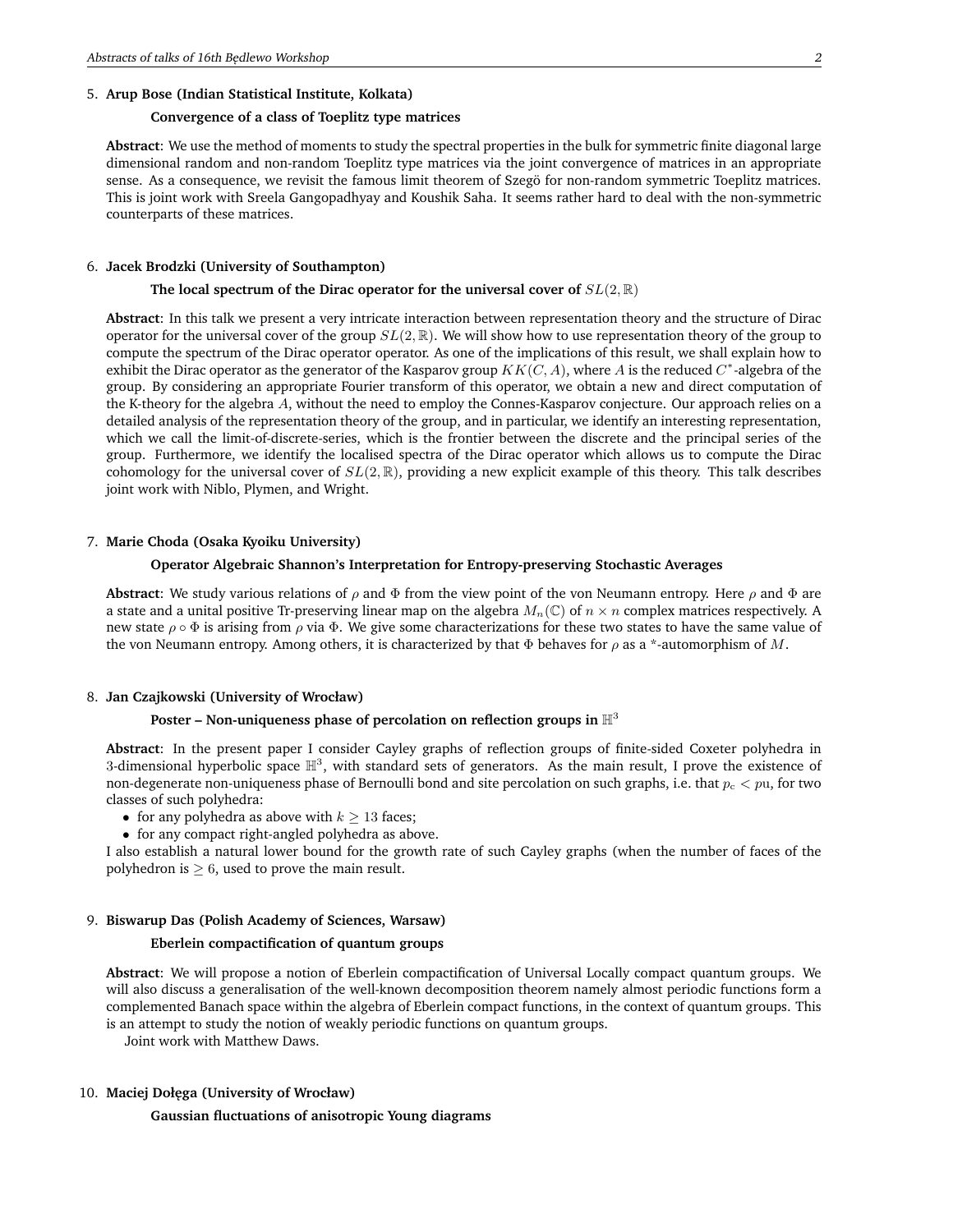5. **Arup Bose (Indian Statistical Institute, Kolkata)**

   **Convergence of a class of Toeplitz type matrices**

   **Abstract**: We use the method of moments to study the spectral properties in the bulk for symmetric finite diagonal large dimensional random and non-random Toeplitz type matrices via the joint convergence of matrices in an appropriate sense. As a consequence, we revisit the famous limit theorem of Szegö for non-random symmetric Toeplitz matrices. This is joint work with Sreela Gangopadhyay and Koushik Saha. It seems rather hard to deal with the non-symmetric counterparts of these matrices.

6. **Jacek Brodzki (University of Southampton)**

   **The local spectrum of the Dirac operator for the universal cover of $SL(2, \mathbb{R})$**

   **Abstract**: In this talk we present a very intricate interaction between representation theory and the structure of Dirac operator for the universal cover of the group $SL(2, \mathbb{R})$. We will show how to use representation theory of the group to compute the spectrum of the Dirac operator operator. As one of the implications of this result, we shall explain how to exhibit the Dirac operator as the generator of the Kasparov group $KK(C, A)$, where $A$ is the reduced $C^*$-algebra of the group. By considering an appropriate Fourier transform of this operator, we obtain a new and direct computation of the K-theory for the algebra $A$, without the need to employ the Connes-Kasparov conjecture. Our approach relies on a detailed analysis of the representation theory of the group, and in particular, we identify an interesting representation, which we call the limit-of-discrete-series, which is the frontier between the discrete and the principal series of the group. Furthermore, we identify the localised spectra of the Dirac operator which allows us to compute the Dirac cohomology for the universal cover of $SL(2, \mathbb{R})$, providing a new explicit example of this theory. This talk describes joint work with Niblo, Plymen, and Wright.

7. **Marie Choda (Osaka Kyoiku University)**

   **Operator Algebraic Shannon's Interpretation for Entropy-preserving Stochastic Averages**

   **Abstract**: We study various relations of $\rho$ and $\Phi$ from the view point of the von Neumann entropy. Here $\rho$ and $\Phi$ are a state and a unital positive Tr-preserving linear map on the algebra $M_n(\mathbb{C})$ of $n \times n$ complex matrices respectively. A new state $\rho \circ \Phi$ is arising from $\rho$ via $\Phi$. We give some characterizations for these two states to have the same value of the von Neumann entropy. Among others, it is characterized by that $\Phi$ behaves for $\rho$ as a *-automorphism of $M$.

8. **Jan Czajkowski (University of Wrocław)**

   **Poster – Non-uniqueness phase of percolation on reflection groups in $\mathbb{H}^3$**

   **Abstract**: In the present paper I consider Cayley graphs of reflection groups of finite-sided Coxeter polyhedra in 3-dimensional hyperbolic space $\mathbb{H}^3$, with standard sets of generators. As the main result, I prove the existence of non-degenerate non-uniqueness phase of Bernoulli bond and site percolation on such graphs, i.e. that $p_c < p_u$, for two classes of such polyhedra:

   - for any polyhedra as above with $k \geq 13$ faces;
   - for any compact right-angled polyhedra as above.

   I also establish a natural lower bound for the growth rate of such Cayley graphs (when the number of faces of the polyhedron is $\geq 6$, used to prove the main result.

9. **Biswarup Das (Polish Academy of Sciences, Warsaw)**

   **Eberlein compactification of quantum groups**

   **Abstract**: We will propose a notion of Eberlein compactification of Universal Locally compact quantum groups. We will also discuss a generalisation of the well-known decomposition theorem namely almost periodic functions form a complemented Banach space within the algebra of Eberlein compact functions, in the context of quantum groups. This is an attempt to study the notion of weakly periodic functions on quantum groups.

   Joint work with Matthew Daws.

10. **Maciej Dołęga (University of Wrocław)**

    **Gaussian fluctuations of anisotropic Young diagrams**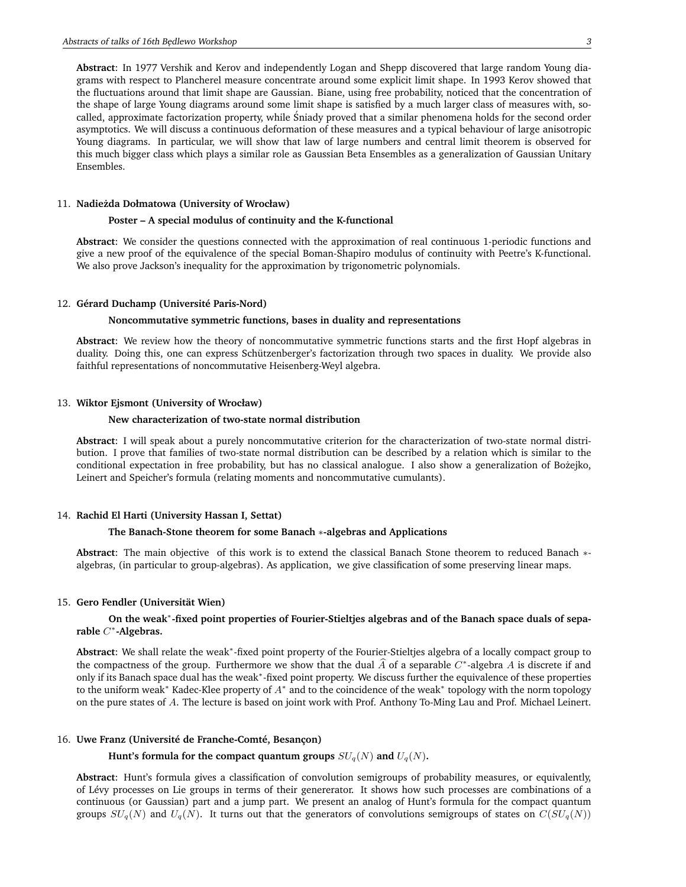**Abstract**: In 1977 Vershik and Kerov and independently Logan and Shepp discovered that large random Young diagrams with respect to Plancherel measure concentrate around some explicit limit shape. In 1993 Kerov showed that the fluctuations around that limit shape are Gaussian. Biane, using free probability, noticed that the concentration of the shape of large Young diagrams around some limit shape is satisfied by a much larger class of measures with, so-called, approximate factorization property, while Śniady proved that a similar phenomena holds for the second order asymptotics. We will discuss a continuous deformation of these measures and a typical behaviour of large anisotropic Young diagrams. In particular, we will show that law of large numbers and central limit theorem is observed for this much bigger class which plays a similar role as Gaussian Beta Ensembles as a generalization of Gaussian Unitary Ensembles.

11. **Nadieżda Dołmatowa (University of Wrocław)**

**Poster – A special modulus of continuity and the K-functional**

**Abstract**: We consider the questions connected with the approximation of real continuous 1-periodic functions and give a new proof of the equivalence of the special Boman-Shapiro modulus of continuity with Peetre's K-functional. We also prove Jackson's inequality for the approximation by trigonometric polynomials.

12. **Gérard Duchamp (Université Paris-Nord)**

**Noncommutative symmetric functions, bases in duality and representations**

**Abstract**: We review how the theory of noncommutative symmetric functions starts and the first Hopf algebras in duality. Doing this, one can express Schützenberger's factorization through two spaces in duality. We provide also faithful representations of noncommutative Heisenberg-Weyl algebra.

13. **Wiktor Ejsmont (University of Wrocław)**

**New characterization of two-state normal distribution**

**Abstract**: I will speak about a purely noncommutative criterion for the characterization of two-state normal distribution. I prove that families of two-state normal distribution can be described by a relation which is similar to the conditional expectation in free probability, but has no classical analogue. I also show a generalization of Bożejko, Leinert and Speicher's formula (relating moments and noncommutative cumulants).

14. **Rachid El Harti (University Hassan I, Settat)**

**The Banach-Stone theorem for some Banach $*$-algebras and Applications**

**Abstract**: The main objective of this work is to extend the classical Banach Stone theorem to reduced Banach $*$-algebras, (in particular to group-algebras). As application, we give classification of some preserving linear maps.

15. **Gero Fendler (Universität Wien)**

**On the weak$^*$-fixed point properties of Fourier-Stieltjes algebras and of the Banach space duals of separable $C^*$-Algebras.**

**Abstract**: We shall relate the weak$^*$-fixed point property of the Fourier-Stieltjes algebra of a locally compact group to the compactness of the group. Furthermore we show that the dual $\widehat{A}$ of a separable $C^*$-algebra $A$ is discrete if and only if its Banach space dual has the weak$^*$-fixed point property. We discuss further the equivalence of these properties to the uniform weak$^*$ Kadec-Klee property of $A^*$ and to the coincidence of the weak$^*$ topology with the norm topology on the pure states of $A$. The lecture is based on joint work with Prof. Anthony To-Ming Lau and Prof. Michael Leinert.

16. **Uwe Franz (Université de Franche-Comté, Besançon)**

**Hunt's formula for the compact quantum groups $SU_q(N)$ and $U_q(N)$.**

**Abstract**: Hunt's formula gives a classification of convolution semigroups of probability measures, or equivalently, of Lévy processes on Lie groups in terms of their genererator. It shows how such processes are combinations of a continuous (or Gaussian) part and a jump part. We present an analog of Hunt's formula for the compact quantum groups $SU_q(N)$ and $U_q(N)$. It turns out that the generators of convolutions semigroups of states on $C(SU_q(N))$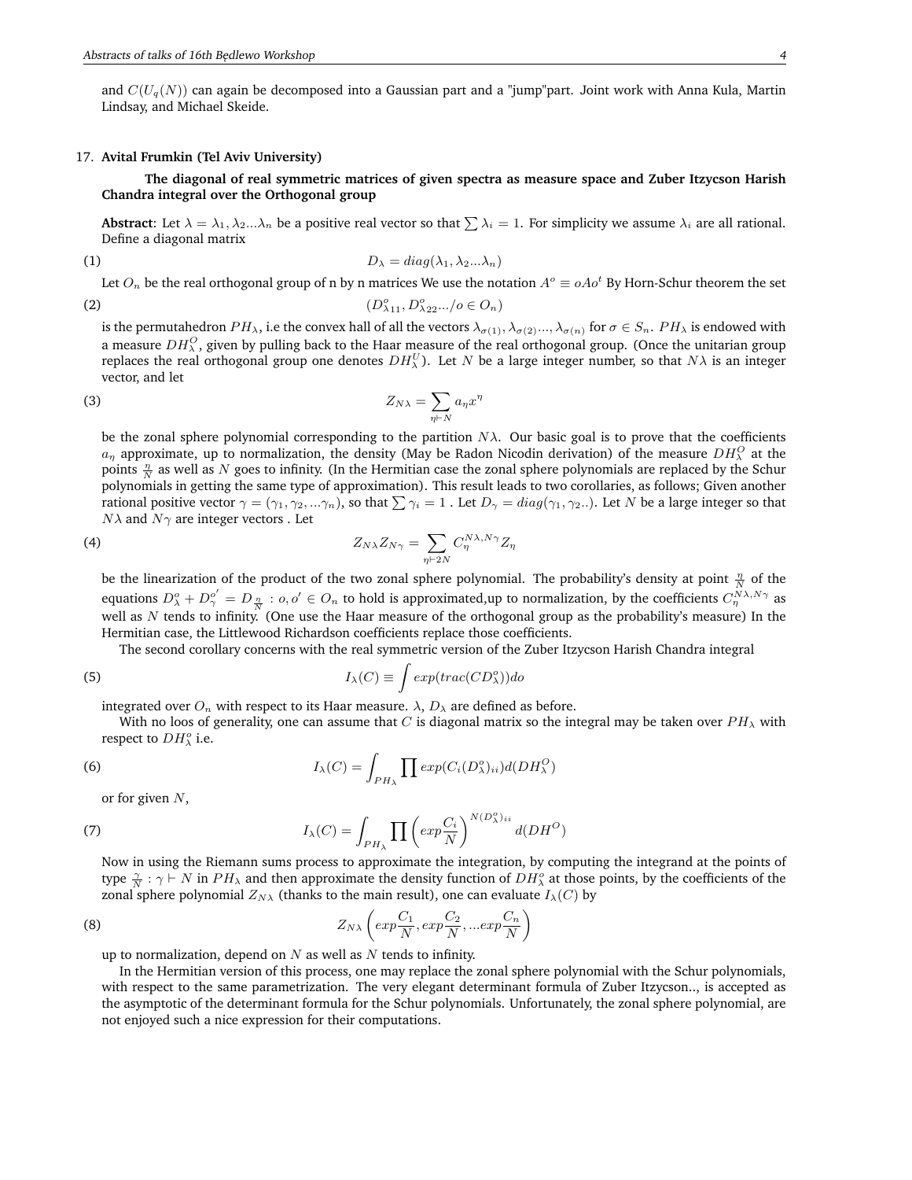and $C(U_q(N))$ can again be decomposed into a Gaussian part and a "jump"part. Joint work with Anna Kula, Martin Lindsay, and Michael Skeide.

17. **Avital Frumkin (Tel Aviv University)**

**The diagonal of real symmetric matrices of given spectra as measure space and Zuber Itzycson Harish Chandra integral over the Orthogonal group**

**Abstract**: Let $\lambda = \lambda_1, \lambda_2 ... \lambda_n$ be a positive real vector so that $\sum \lambda_i = 1$. For simplicity we assume $\lambda_i$ are all rational. Define a diagonal matrix

$$D_\lambda = diag(\lambda_1, \lambda_2 ... \lambda_n) \tag{1}$$

Let $O_n$ be the real orthogonal group of n by n matrices We use the notation $A^o \equiv oAo^t$ By Horn-Schur theorem the set

$$(D^o_{\lambda 11}, D^o_{\lambda 22} .../o \in O_n) \tag{2}$$

is the permutahedron $PH_\lambda$, i.e the convex hall of all the vectors $\lambda_{\sigma(1)}, \lambda_{\sigma(2)} ..., \lambda_{\sigma(n)}$ for $\sigma \in S_n$. $PH_\lambda$ is endowed with a measure $DH^O_\lambda$, given by pulling back to the Haar measure of the real orthogonal group. (Once the unitarian group replaces the real orthogonal group one denotes $DH^U_\lambda$). Let $N$ be a large integer number, so that $N\lambda$ is an integer vector, and let

$$Z_{N\lambda} = \sum_{\eta \vdash N} a_\eta x^\eta \tag{3}$$

be the zonal sphere polynomial corresponding to the partition $N\lambda$. Our basic goal is to prove that the coefficients $a_\eta$ approximate, up to normalization, the density (May be Radon Nicodin derivation) of the measure $DH^O_\lambda$ at the points $\frac{\eta}{N}$ as well as $N$ goes to infinity. (In the Hermitian case the zonal sphere polynomials are replaced by the Schur polynomials in getting the same type of approximation). This result leads to two corollaries, as follows; Given another rational positive vector $\gamma = (\gamma_1, \gamma_2, ... \gamma_n)$, so that $\sum \gamma_i = 1$ . Let $D_\gamma = diag(\gamma_1, \gamma_2 ..)$. Let $N$ be a large integer so that $N\lambda$ and $N\gamma$ are integer vectors . Let

$$Z_{N\lambda} Z_{N\gamma} = \sum_{\eta \vdash 2N} C^{N\lambda, N\gamma}_\eta Z_\eta \tag{4}$$

be the linearization of the product of the two zonal sphere polynomial. The probability's density at point $\frac{\eta}{N}$ of the equations $D^o_\lambda + D^{o'}_\gamma = D_{\frac{\eta}{N}} : o, o' \in O_n$ to hold is approximated,up to normalization, by the coefficients $C^{N\lambda, N\gamma}_\eta$ as well as $N$ tends to infinity. (One use the Haar measure of the orthogonal group as the probability's measure) In the Hermitian case, the Littlewood Richardson coefficients replace those coefficients.

The second corollary concerns with the real symmetric version of the Zuber Itzycson Harish Chandra integral

$$I_\lambda(C) \equiv \int exp(trac(CD^o_\lambda))do \tag{5}$$

integrated over $O_n$ with respect to its Haar measure. $\lambda$, $D_\lambda$ are defined as before.

With no loos of generality, one can assume that $C$ is diagonal matrix so the integral may be taken over $PH_\lambda$ with respect to $DH^o_\lambda$ i.e.

$$I_\lambda(C) = \int_{PH_\lambda} \prod exp(C_i (D^o_\lambda)_{ii}) d(DH^O_\lambda) \tag{6}$$

or for given $N$,

$$I_\lambda(C) = \int_{PH_\lambda} \prod \left( exp \frac{C_i}{N} \right)^{N(D^o_\lambda)_{ii}} d(DH^O) \tag{7}$$

Now in using the Riemann sums process to approximate the integration, by computing the integrand at the points of type $\frac{\gamma}{N} : \gamma \vdash N$ in $PH_\lambda$ and then approximate the density function of $DH^o_\lambda$ at those points, by the coefficients of the zonal sphere polynomial $Z_{N\lambda}$ (thanks to the main result), one can evaluate $I_\lambda(C)$ by

$$Z_{N\lambda} \left( exp \frac{C_1}{N}, exp \frac{C_2}{N}, ... exp \frac{C_n}{N} \right) \tag{8}$$

up to normalization, depend on $N$ as well as $N$ tends to infinity.

In the Hermitian version of this process, one may replace the zonal sphere polynomial with the Schur polynomials, with respect to the same parametrization. The very elegant determinant formula of Zuber Itzycson.., is accepted as the asymptotic of the determinant formula for the Schur polynomials. Unfortunately, the zonal sphere polynomial, are not enjoyed such a nice expression for their computations.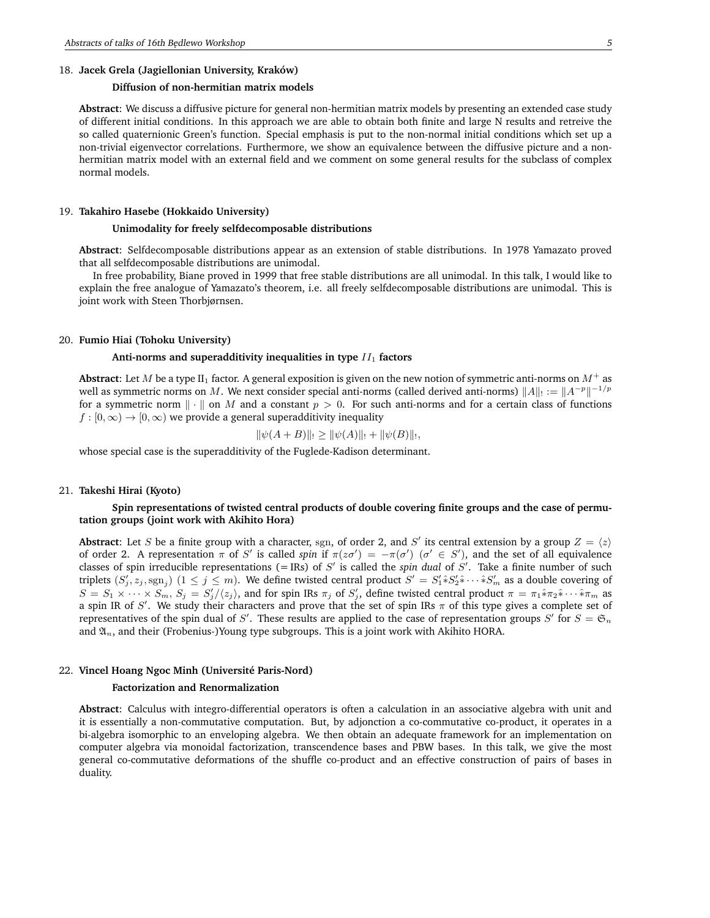18. **Jacek Grela (Jagiellonian University, Kraków)**

**Diffusion of non-hermitian matrix models**

**Abstract**: We discuss a diffusive picture for general non-hermitian matrix models by presenting an extended case study of different initial conditions. In this approach we are able to obtain both finite and large N results and retreive the so called quaternionic Green's function. Special emphasis is put to the non-normal initial conditions which set up a non-trivial eigenvector correlations. Furthermore, we show an equivalence between the diffusive picture and a non-hermitian matrix model with an external field and we comment on some general results for the subclass of complex normal models.

19. **Takahiro Hasebe (Hokkaido University)**

**Unimodality for freely selfdecomposable distributions**

**Abstract**: Selfdecomposable distributions appear as an extension of stable distributions. In 1978 Yamazato proved that all selfdecomposable distributions are unimodal.

In free probability, Biane proved in 1999 that free stable distributions are all unimodal. In this talk, I would like to explain the free analogue of Yamazato's theorem, i.e. all freely selfdecomposable distributions are unimodal. This is joint work with Steen Thorbjørnsen.

20. **Fumio Hiai (Tohoku University)**

**Anti-norms and superadditivity inequalities in type $II_1$ factors**

**Abstract**: Let $M$ be a type II$_1$ factor. A general exposition is given on the new notion of symmetric anti-norms on $M^+$ as well as symmetric norms on $M$. We next consider special anti-norms (called derived anti-norms) $\|A\|_! := \|A^{-p}\|^{-1/p}$ for a symmetric norm $\|\cdot\|$ on $M$ and a constant $p > 0$. For such anti-norms and for a certain class of functions $f : [0,\infty) \to [0,\infty)$ we provide a general superadditivity inequality

$$\|\psi(A+B)\|_! \geq \|\psi(A)\|_! + \|\psi(B)\|_!,$$

whose special case is the superadditivity of the Fuglede-Kadison determinant.

21. **Takeshi Hirai (Kyoto)**

**Spin representations of twisted central products of double covering finite groups and the case of permutation groups (joint work with Akihito Hora)**

**Abstract**: Let $S$ be a finite group with a character, $\mathrm{sgn}$, of order 2, and $S'$ its central extension by a group $Z = \langle z \rangle$ of order 2. A representation $\pi$ of $S'$ is called *spin* if $\pi(z\sigma') = -\pi(\sigma')$ $(\sigma' \in S')$, and the set of all equivalence classes of spin irreducible representations (= IRs) of $S'$ is called the *spin dual* of $S'$. Take a finite number of such triplets $(S'_j, z_j, \mathrm{sgn}_j)$ $(1 \leq j \leq m)$. We define twisted central product $S' = S'_1 \hat{*} S'_2 \hat{*} \cdots \hat{*} S'_m$ as a double covering of $S = S_1 \times \cdots \times S_m$, $S_j = S'_j / \langle z_j \rangle$, and for spin IRs $\pi_j$ of $S'_j$, define twisted central product $\pi = \pi_1 \hat{*} \pi_2 \hat{*} \cdots \hat{*} \pi_m$ as a spin IR of $S'$. We study their characters and prove that the set of spin IRs $\pi$ of this type gives a complete set of representatives of the spin dual of $S'$. These results are applied to the case of representation groups $S'$ for $S = \mathfrak{S}_n$ and $\mathfrak{A}_n$, and their (Frobenius-)Young type subgroups. This is a joint work with Akihito HORA.

22. **Vincel Hoang Ngoc Minh (Université Paris-Nord)**

**Factorization and Renormalization**

**Abstract**: Calculus with integro-differential operators is often a calculation in an associative algebra with unit and it is essentially a non-commutative computation. But, by adjonction a co-commutative co-product, it operates in a bi-algebra isomorphic to an enveloping algebra. We then obtain an adequate framework for an implementation on computer algebra via monoidal factorization, transcendence bases and PBW bases. In this talk, we give the most general co-commutative deformations of the shuffle co-product and an effective construction of pairs of bases in duality.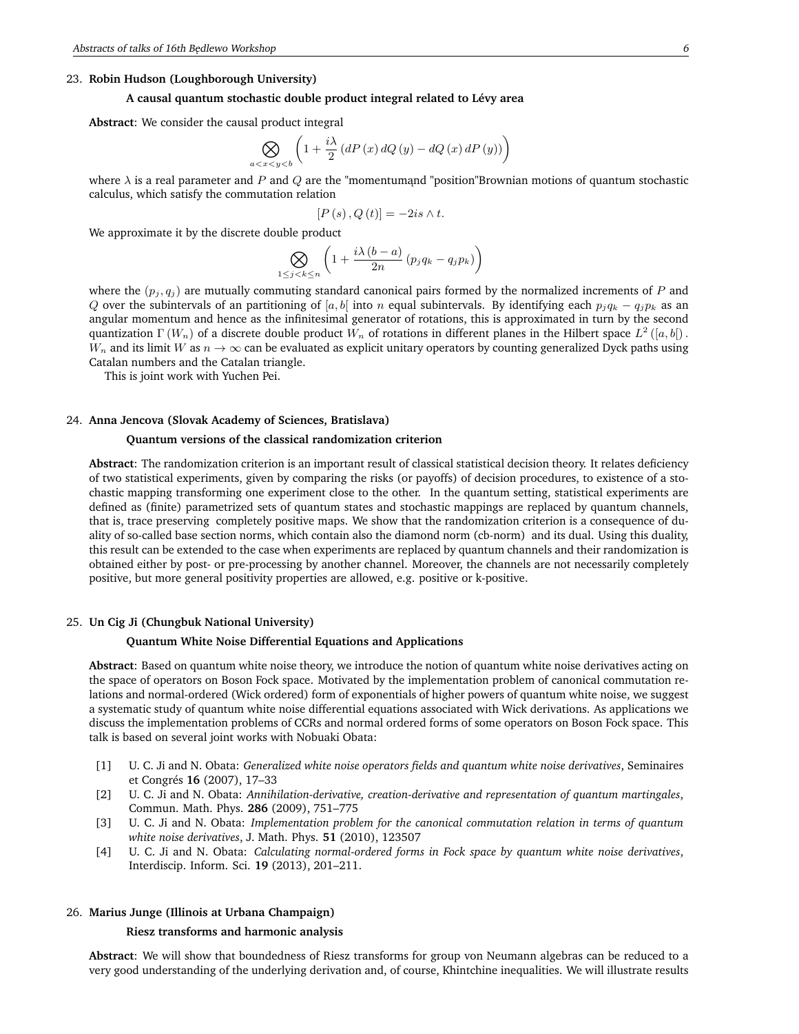23. **Robin Hudson (Loughborough University)**

**A causal quantum stochastic double product integral related to Lévy area**

**Abstract**: We consider the causal product integral

$$\bigotimes_{a<x<y<b} \left(1 + \frac{i\lambda}{2}\left(dP\left(x\right)dQ\left(y\right) - dQ\left(x\right)dP\left(y\right)\right)\right)$$

where $\lambda$ is a real parameter and $P$ and $Q$ are the "momentumąnd "position"Brownian motions of quantum stochastic calculus, which satisfy the commutation relation

$$\left[P\left(s\right), Q\left(t\right)\right] = -2is \wedge t.$$

We approximate it by the discrete double product

$$\bigotimes_{1\leq j<k\leq n} \left(1 + \frac{i\lambda\left(b-a\right)}{2n}\left(p_j q_k - q_j p_k\right)\right)$$

where the $(p_j, q_j)$ are mutually commuting standard canonical pairs formed by the normalized increments of $P$ and $Q$ over the subintervals of an partitioning of $[a,b[$ into $n$ equal subintervals. By identifying each $p_j q_k - q_j p_k$ as an angular momentum and hence as the infinitesimal generator of rotations, this is approximated in turn by the second quantization $\Gamma\left(W_n\right)$ of a discrete double product $W_n$ of rotations in different planes in the Hilbert space $L^2\left([a,b[\right)$. $W_n$ and its limit $W$ as $n \to \infty$ can be evaluated as explicit unitary operators by counting generalized Dyck paths using Catalan numbers and the Catalan triangle.

This is joint work with Yuchen Pei.

24. **Anna Jencova (Slovak Academy of Sciences, Bratislava)**

**Quantum versions of the classical randomization criterion**

**Abstract**: The randomization criterion is an important result of classical statistical decision theory. It relates deficiency of two statistical experiments, given by comparing the risks (or payoffs) of decision procedures, to existence of a stochastic mapping transforming one experiment close to the other. In the quantum setting, statistical experiments are defined as (finite) parametrized sets of quantum states and stochastic mappings are replaced by quantum channels, that is, trace preserving completely positive maps. We show that the randomization criterion is a consequence of duality of so-called base section norms, which contain also the diamond norm (cb-norm) and its dual. Using this duality, this result can be extended to the case when experiments are replaced by quantum channels and their randomization is obtained either by post- or pre-processing by another channel. Moreover, the channels are not necessarily completely positive, but more general positivity properties are allowed, e.g. positive or k-positive.

25. **Un Cig Ji (Chungbuk National University)**

**Quantum White Noise Differential Equations and Applications**

**Abstract**: Based on quantum white noise theory, we introduce the notion of quantum white noise derivatives acting on the space of operators on Boson Fock space. Motivated by the implementation problem of canonical commutation relations and normal-ordered (Wick ordered) form of exponentials of higher powers of quantum white noise, we suggest a systematic study of quantum white noise differential equations associated with Wick derivations. As applications we discuss the implementation problems of CCRs and normal ordered forms of some operators on Boson Fock space. This talk is based on several joint works with Nobuaki Obata:

[1] U. C. Ji and N. Obata: *Generalized white noise operators fields and quantum white noise derivatives*, Seminaires et Congrés **16** (2007), 17–33

[2] U. C. Ji and N. Obata: *Annihilation-derivative, creation-derivative and representation of quantum martingales*, Commun. Math. Phys. **286** (2009), 751–775

[3] U. C. Ji and N. Obata: *Implementation problem for the canonical commutation relation in terms of quantum white noise derivatives*, J. Math. Phys. **51** (2010), 123507

[4] U. C. Ji and N. Obata: *Calculating normal-ordered forms in Fock space by quantum white noise derivatives*, Interdiscip. Inform. Sci. **19** (2013), 201–211.

26. **Marius Junge (Illinois at Urbana Champaign)**

**Riesz transforms and harmonic analysis**

**Abstract**: We will show that boundedness of Riesz transforms for group von Neumann algebras can be reduced to a very good understanding of the underlying derivation and, of course, Khintchine inequalities. We will illustrate results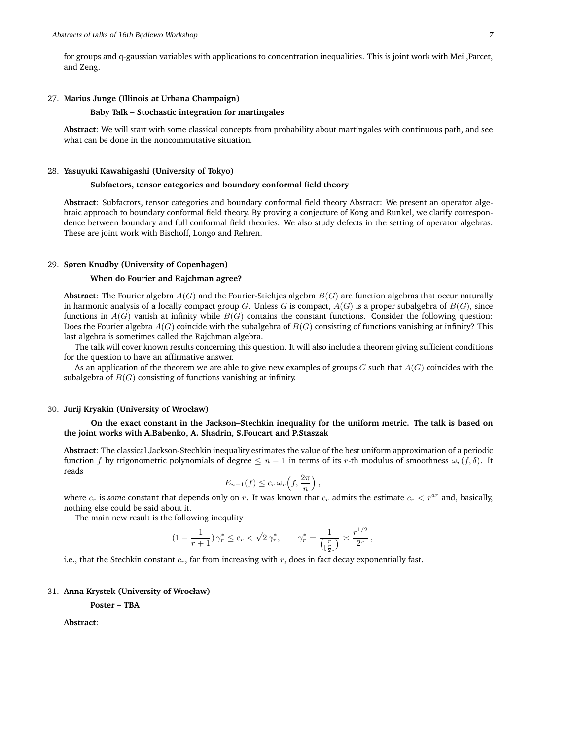for groups and q-gaussian variables with applications to concentration inequalities. This is joint work with Mei ,Parcet, and Zeng.

27. **Marius Junge (Illinois at Urbana Champaign)**

    **Baby Talk – Stochastic integration for martingales**

    **Abstract**: We will start with some classical concepts from probability about martingales with continuous path, and see what can be done in the noncommutative situation.

28. **Yasuyuki Kawahigashi (University of Tokyo)**

    **Subfactors, tensor categories and boundary conformal field theory**

    **Abstract**: Subfactors, tensor categories and boundary conformal field theory Abstract: We present an operator algebraic approach to boundary conformal field theory. By proving a conjecture of Kong and Runkel, we clarify correspondence between boundary and full conformal field theories. We also study defects in the setting of operator algebras. These are joint work with Bischoff, Longo and Rehren.

29. **Søren Knudby (University of Copenhagen)**

    **When do Fourier and Rajchman agree?**

    **Abstract**: The Fourier algebra $A(G)$ and the Fourier-Stieltjes algebra $B(G)$ are function algebras that occur naturally in harmonic analysis of a locally compact group $G$. Unless $G$ is compact, $A(G)$ is a proper subalgebra of $B(G)$, since functions in $A(G)$ vanish at infinity while $B(G)$ contains the constant functions. Consider the following question: Does the Fourier algebra $A(G)$ coincide with the subalgebra of $B(G)$ consisting of functions vanishing at infinity? This last algebra is sometimes called the Rajchman algebra.

    The talk will cover known results concerning this question. It will also include a theorem giving sufficient conditions for the question to have an affirmative answer.

    As an application of the theorem we are able to give new examples of groups $G$ such that $A(G)$ coincides with the subalgebra of $B(G)$ consisting of functions vanishing at infinity.

30. **Jurij Kryakin (University of Wrocław)**

    **On the exact constant in the Jackson–Stechkin inequality for the uniform metric. The talk is based on the joint works with A.Babenko, A. Shadrin, S.Foucart and P.Staszak**

    **Abstract**: The classical Jackson-Stechkin inequality estimates the value of the best uniform approximation of a periodic function $f$ by trigonometric polynomials of degree $\le n-1$ in terms of its $r$-th modulus of smoothness $\omega_r(f,\delta)$. It reads

    $$E_{n-1}(f) \le c_r\,\omega_r\Big(f, \frac{2\pi}{n}\Big),$$

    where $c_r$ is *some* constant that depends only on $r$. It was known that $c_r$ admits the estimate $c_r < r^{ar}$ and, basically, nothing else could be said about it.

    The main new result is the following inequlity

    $$(1-\frac{1}{r+1})\,\gamma_r^* \le c_r < \sqrt{2}\,\gamma_r^*, \qquad \gamma_r^* = \frac{1}{\binom{r}{\lfloor \frac{r}{2} \rfloor}} \asymp \frac{r^{1/2}}{2^r},$$

    i.e., that the Stechkin constant $c_r$, far from increasing with $r$, does in fact decay exponentially fast.

31. **Anna Krystek (University of Wrocław)**

    **Poster – TBA**

    **Abstract**: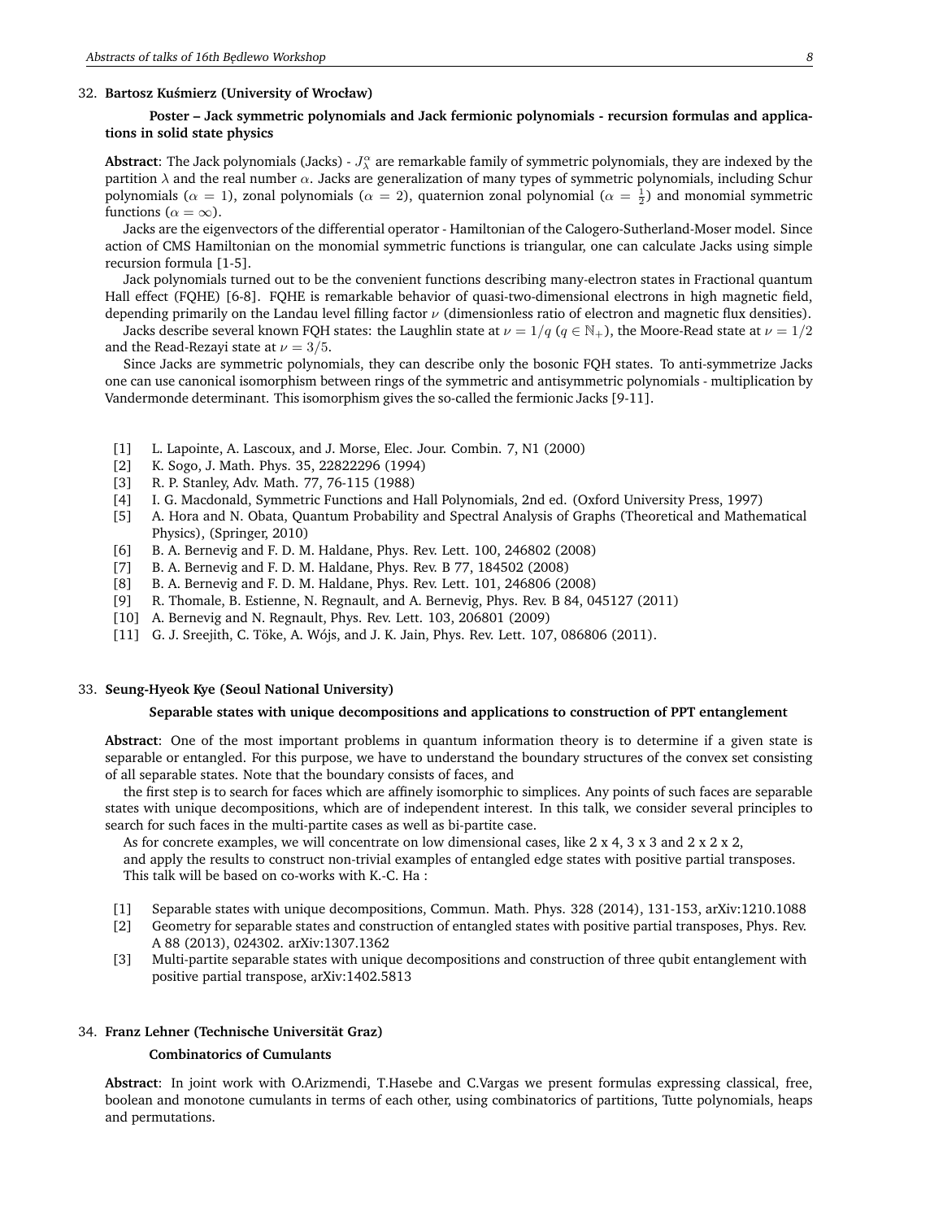32. **Bartosz Kuśmierz (University of Wrocław)**

**Poster – Jack symmetric polynomials and Jack fermionic polynomials - recursion formulas and applications in solid state physics**

**Abstract**: The Jack polynomials (Jacks) - $J^\alpha_\lambda$ are remarkable family of symmetric polynomials, they are indexed by the partition $\lambda$ and the real number $\alpha$. Jacks are generalization of many types of symmetric polynomials, including Schur polynomials ($\alpha = 1$), zonal polynomials ($\alpha = 2$), quaternion zonal polynomial ($\alpha = \frac{1}{2}$) and monomial symmetric functions ($\alpha = \infty$).

Jacks are the eigenvectors of the differential operator - Hamiltonian of the Calogero-Sutherland-Moser model. Since action of CMS Hamiltonian on the monomial symmetric functions is triangular, one can calculate Jacks using simple recursion formula [1-5].

Jack polynomials turned out to be the convenient functions describing many-electron states in Fractional quantum Hall effect (FQHE) [6-8]. FQHE is remarkable behavior of quasi-two-dimensional electrons in high magnetic field, depending primarily on the Landau level filling factor $\nu$ (dimensionless ratio of electron and magnetic flux densities).

Jacks describe several known FQH states: the Laughlin state at $\nu = 1/q$ ($q \in \mathbb{N}_+$), the Moore-Read state at $\nu = 1/2$ and the Read-Rezayi state at $\nu = 3/5$.

Since Jacks are symmetric polynomials, they can describe only the bosonic FQH states. To anti-symmetrize Jacks one can use canonical isomorphism between rings of the symmetric and antisymmetric polynomials - multiplication by Vandermonde determinant. This isomorphism gives the so-called the fermionic Jacks [9-11].

- [1] L. Lapointe, A. Lascoux, and J. Morse, Elec. Jour. Combin. 7, N1 (2000)
- [2] K. Sogo, J. Math. Phys. 35, 22822296 (1994)
- [3] R. P. Stanley, Adv. Math. 77, 76-115 (1988)
- [4] I. G. Macdonald, Symmetric Functions and Hall Polynomials, 2nd ed. (Oxford University Press, 1997)
- [5] A. Hora and N. Obata, Quantum Probability and Spectral Analysis of Graphs (Theoretical and Mathematical Physics), (Springer, 2010)
- [6] B. A. Bernevig and F. D. M. Haldane, Phys. Rev. Lett. 100, 246802 (2008)
- [7] B. A. Bernevig and F. D. M. Haldane, Phys. Rev. B 77, 184502 (2008)
- [8] B. A. Bernevig and F. D. M. Haldane, Phys. Rev. Lett. 101, 246806 (2008)
- [9] R. Thomale, B. Estienne, N. Regnault, and A. Bernevig, Phys. Rev. B 84, 045127 (2011)
- [10] A. Bernevig and N. Regnault, Phys. Rev. Lett. 103, 206801 (2009)
- [11] G. J. Sreejith, C. Töke, A. Wójs, and J. K. Jain, Phys. Rev. Lett. 107, 086806 (2011).

33. **Seung-Hyeok Kye (Seoul National University)**

**Separable states with unique decompositions and applications to construction of PPT entanglement**

**Abstract**: One of the most important problems in quantum information theory is to determine if a given state is separable or entangled. For this purpose, we have to understand the boundary structures of the convex set consisting of all separable states. Note that the boundary consists of faces, and

the first step is to search for faces which are affinely isomorphic to simplices. Any points of such faces are separable states with unique decompositions, which are of independent interest. In this talk, we consider several principles to search for such faces in the multi-partite cases as well as bi-partite case.

As for concrete examples, we will concentrate on low dimensional cases, like 2 x 4, 3 x 3 and 2 x 2 x 2,

and apply the results to construct non-trivial examples of entangled edge states with positive partial transposes.

This talk will be based on co-works with K.-C. Ha :

- [1] Separable states with unique decompositions, Commun. Math. Phys. 328 (2014), 131-153, arXiv:1210.1088
- [2] Geometry for separable states and construction of entangled states with positive partial transposes, Phys. Rev. A 88 (2013), 024302. arXiv:1307.1362
- [3] Multi-partite separable states with unique decompositions and construction of three qubit entanglement with positive partial transpose, arXiv:1402.5813

34. **Franz Lehner (Technische Universität Graz)**

**Combinatorics of Cumulants**

**Abstract**: In joint work with O.Arizmendi, T.Hasebe and C.Vargas we present formulas expressing classical, free, boolean and monotone cumulants in terms of each other, using combinatorics of partitions, Tutte polynomials, heaps and permutations.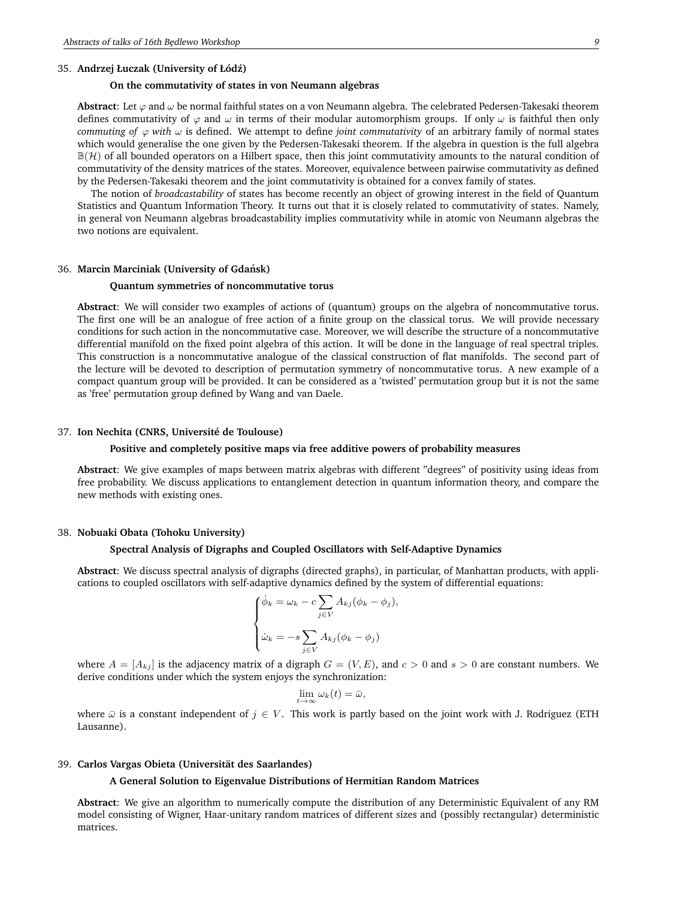35. **Andrzej Łuczak (University of Łódź)**

**On the commutativity of states in von Neumann algebras**

**Abstract**: Let $\varphi$ and $\omega$ be normal faithful states on a von Neumann algebra. The celebrated Pedersen-Takesaki theorem defines commutativity of $\varphi$ and $\omega$ in terms of their modular automorphism groups. If only $\omega$ is faithful then only *commuting of* $\varphi$ *with* $\omega$ is defined. We attempt to define *joint commutativity* of an arbitrary family of normal states which would generalise the one given by the Pedersen-Takesaki theorem. If the algebra in question is the full algebra $\mathbb{B}(\mathcal{H})$ of all bounded operators on a Hilbert space, then this joint commutativity amounts to the natural condition of commutativity of the density matrices of the states. Moreover, equivalence between pairwise commutativity as defined by the Pedersen-Takesaki theorem and the joint commutativity is obtained for a convex family of states.

The notion of *broadcastability* of states has become recently an object of growing interest in the field of Quantum Statistics and Quantum Information Theory. It turns out that it is closely related to commutativity of states. Namely, in general von Neumann algebras broadcastability implies commutativity while in atomic von Neumann algebras the two notions are equivalent.

36. **Marcin Marciniak (University of Gdańsk)**

**Quantum symmetries of noncommutative torus**

**Abstract**: We will consider two examples of actions of (quantum) groups on the algebra of noncommutative torus. The first one will be an analogue of free action of a finite group on the classical torus. We will provide necessary conditions for such action in the noncommutative case. Moreover, we will describe the structure of a noncommutative differential manifold on the fixed point algebra of this action. It will be done in the language of real spectral triples. This construction is a noncommutative analogue of the classical construction of flat manifolds. The second part of the lecture will be devoted to description of permutation symmetry of noncommutative torus. A new example of a compact quantum group will be provided. It can be considered as a 'twisted' permutation group but it is not the same as 'free' permutation group defined by Wang and van Daele.

37. **Ion Nechita (CNRS, Université de Toulouse)**

**Positive and completely positive maps via free additive powers of probability measures**

**Abstract**: We give examples of maps between matrix algebras with different "degrees" of positivity using ideas from free probability. We discuss applications to entanglement detection in quantum information theory, and compare the new methods with existing ones.

38. **Nobuaki Obata (Tohoku University)**

**Spectral Analysis of Digraphs and Coupled Oscillators with Self-Adaptive Dynamics**

**Abstract**: We discuss spectral analysis of digraphs (directed graphs), in particular, of Manhattan products, with applications to coupled oscillators with self-adaptive dynamics defined by the system of differential equations:

$$\begin{cases} \dot{\phi}_k = \omega_k - c \sum_{j \in V} A_{kj}(\phi_k - \phi_j), \\ \dot{\omega}_k = -s \sum_{j \in V} A_{kj}(\phi_k - \phi_j) \end{cases}$$

where $A = [A_{kj}]$ is the adjacency matrix of a digraph $G = (V, E)$, and $c > 0$ and $s > 0$ are constant numbers. We derive conditions under which the system enjoys the synchronization:

$$\lim_{t \to \infty} \omega_k(t) = \bar{\omega},$$

where $\bar{\omega}$ is a constant independent of $j \in V$. This work is partly based on the joint work with J. Rodriguez (ETH Lausanne).

39. **Carlos Vargas Obieta (Universität des Saarlandes)**

**A General Solution to Eigenvalue Distributions of Hermitian Random Matrices**

**Abstract**: We give an algorithm to numerically compute the distribution of any Deterministic Equivalent of any RM model consisting of Wigner, Haar-unitary random matrices of different sizes and (possibly rectangular) deterministic matrices.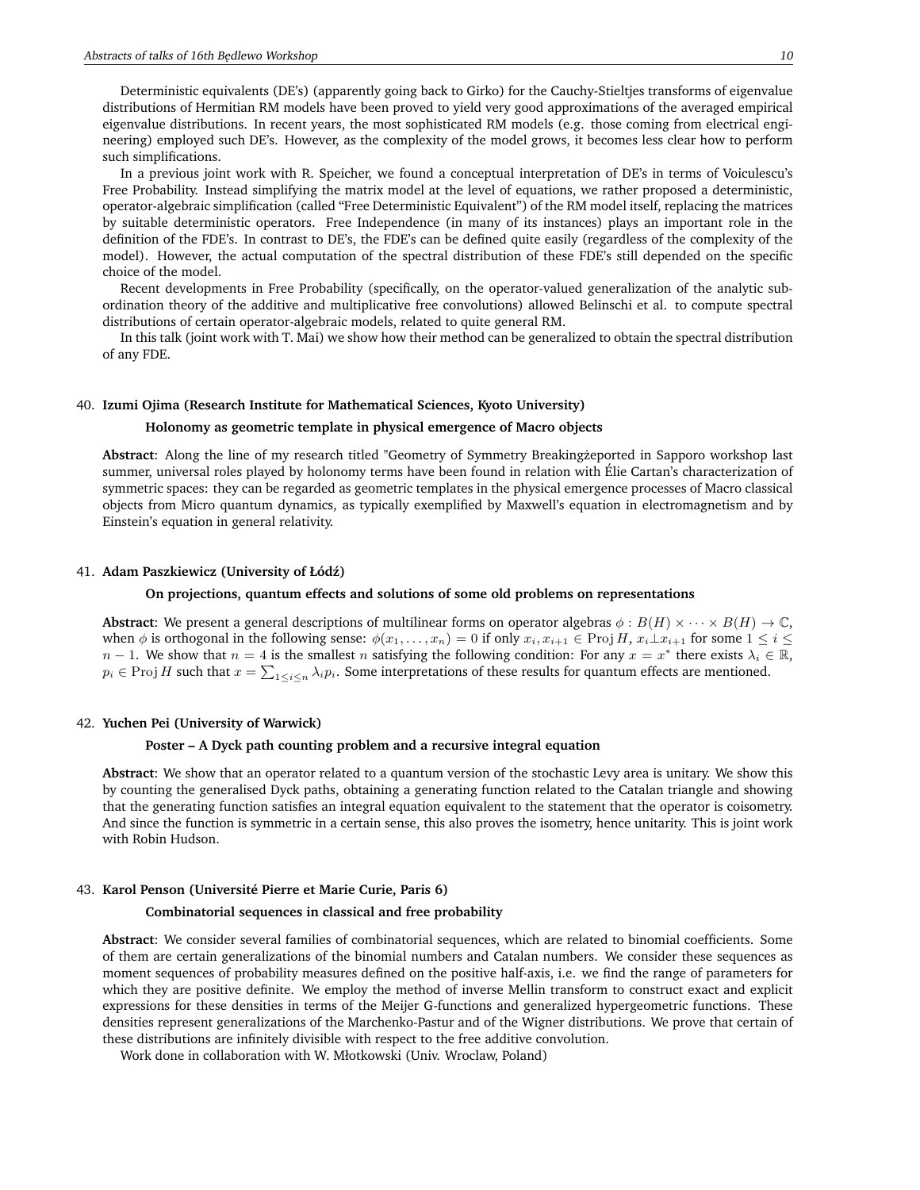Deterministic equivalents (DE's) (apparently going back to Girko) for the Cauchy-Stieltjes transforms of eigenvalue distributions of Hermitian RM models have been proved to yield very good approximations of the averaged empirical eigenvalue distributions. In recent years, the most sophisticated RM models (e.g. those coming from electrical engineering) employed such DE's. However, as the complexity of the model grows, it becomes less clear how to perform such simplifications.

In a previous joint work with R. Speicher, we found a conceptual interpretation of DE's in terms of Voiculescu's Free Probability. Instead simplifying the matrix model at the level of equations, we rather proposed a deterministic, operator-algebraic simplification (called "Free Deterministic Equivalent") of the RM model itself, replacing the matrices by suitable deterministic operators. Free Independence (in many of its instances) plays an important role in the definition of the FDE's. In contrast to DE's, the FDE's can be defined quite easily (regardless of the complexity of the model). However, the actual computation of the spectral distribution of these FDE's still depended on the specific choice of the model.

Recent developments in Free Probability (specifically, on the operator-valued generalization of the analytic subordination theory of the additive and multiplicative free convolutions) allowed Belinschi et al. to compute spectral distributions of certain operator-algebraic models, related to quite general RM.

In this talk (joint work with T. Mai) we show how their method can be generalized to obtain the spectral distribution of any FDE.

40. **Izumi Ojima (Research Institute for Mathematical Sciences, Kyoto University)**

**Holonomy as geometric template in physical emergence of Macro objects**

**Abstract**: Along the line of my research titled "Geometry of Symmetry Breakingżeported in Sapporo workshop last summer, universal roles played by holonomy terms have been found in relation with Élie Cartan's characterization of symmetric spaces: they can be regarded as geometric templates in the physical emergence processes of Macro classical objects from Micro quantum dynamics, as typically exemplified by Maxwell's equation in electromagnetism and by Einstein's equation in general relativity.

41. **Adam Paszkiewicz (University of Łódź)**

**On projections, quantum effects and solutions of some old problems on representations**

**Abstract**: We present a general descriptions of multilinear forms on operator algebras $\phi : B(H) \times \cdots \times B(H) \to \mathbb{C}$, when $\phi$ is orthogonal in the following sense: $\phi(x_1, \ldots, x_n) = 0$ if only $x_i, x_{i+1} \in \operatorname{Proj} H$, $x_i \perp x_{i+1}$ for some $1 \leq i \leq n-1$. We show that $n = 4$ is the smallest $n$ satisfying the following condition: For any $x = x^*$ there exists $\lambda_i \in \mathbb{R}$, $p_i \in \operatorname{Proj} H$ such that $x = \sum_{1 \leq i \leq n} \lambda_i p_i$. Some interpretations of these results for quantum effects are mentioned.

42. **Yuchen Pei (University of Warwick)**

**Poster – A Dyck path counting problem and a recursive integral equation**

**Abstract**: We show that an operator related to a quantum version of the stochastic Levy area is unitary. We show this by counting the generalised Dyck paths, obtaining a generating function related to the Catalan triangle and showing that the generating function satisfies an integral equation equivalent to the statement that the operator is coisometry. And since the function is symmetric in a certain sense, this also proves the isometry, hence unitarity. This is joint work with Robin Hudson.

43. **Karol Penson (Université Pierre et Marie Curie, Paris 6)**

**Combinatorial sequences in classical and free probability**

**Abstract**: We consider several families of combinatorial sequences, which are related to binomial coefficients. Some of them are certain generalizations of the binomial numbers and Catalan numbers. We consider these sequences as moment sequences of probability measures defined on the positive half-axis, i.e. we find the range of parameters for which they are positive definite. We employ the method of inverse Mellin transform to construct exact and explicit expressions for these densities in terms of the Meijer G-functions and generalized hypergeometric functions. These densities represent generalizations of the Marchenko-Pastur and of the Wigner distributions. We prove that certain of these distributions are infinitely divisible with respect to the free additive convolution.

Work done in collaboration with W. Młotkowski (Univ. Wroclaw, Poland)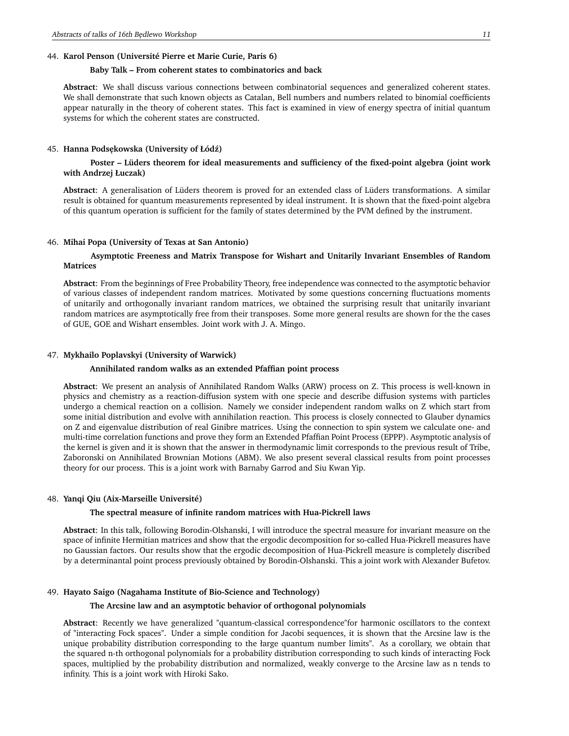44. **Karol Penson (Université Pierre et Marie Curie, Paris 6)**

**Baby Talk – From coherent states to combinatorics and back**

**Abstract**: We shall discuss various connections between combinatorial sequences and generalized coherent states. We shall demonstrate that such known objects as Catalan, Bell numbers and numbers related to binomial coefficients appear naturally in the theory of coherent states. This fact is examined in view of energy spectra of initial quantum systems for which the coherent states are constructed.

45. **Hanna Podsękowska (University of Łódź)**

**Poster – Lüders theorem for ideal measurements and sufficiency of the fixed-point algebra (joint work with Andrzej Łuczak)**

**Abstract**: A generalisation of Lüders theorem is proved for an extended class of Lüders transformations. A similar result is obtained for quantum measurements represented by ideal instrument. It is shown that the fixed-point algebra of this quantum operation is sufficient for the family of states determined by the PVM defined by the instrument.

46. **Mihai Popa (University of Texas at San Antonio)**

**Asymptotic Freeness and Matrix Transpose for Wishart and Unitarily Invariant Ensembles of Random Matrices**

**Abstract**: From the beginnings of Free Probability Theory, free independence was connected to the asymptotic behavior of various classes of independent random matrices. Motivated by some questions concerning fluctuations moments of unitarily and orthogonally invariant random matrices, we obtained the surprising result that unitarily invariant random matrices are asymptotically free from their transposes. Some more general results are shown for the the cases of GUE, GOE and Wishart ensembles. Joint work with J. A. Mingo.

47. **Mykhailo Poplavskyi (University of Warwick)**

**Annihilated random walks as an extended Pfaffian point process**

**Abstract**: We present an analysis of Annihilated Random Walks (ARW) process on Z. This process is well-known in physics and chemistry as a reaction-diffusion system with one specie and describe diffusion systems with particles undergo a chemical reaction on a collision. Namely we consider independent random walks on Z which start from some initial distribution and evolve with annihilation reaction. This process is closely connected to Glauber dynamics on Z and eigenvalue distribution of real Ginibre matrices. Using the connection to spin system we calculate one- and multi-time correlation functions and prove they form an Extended Pfaffian Point Process (EPPP). Asymptotic analysis of the kernel is given and it is shown that the answer in thermodynamic limit corresponds to the previous result of Tribe, Zaboronski on Annihilated Brownian Motions (ABM). We also present several classical results from point processes theory for our process. This is a joint work with Barnaby Garrod and Siu Kwan Yip.

48. **Yanqi Qiu (Aix-Marseille Université)**

**The spectral measure of infinite random matrices with Hua-Pickrell laws**

**Abstract**: In this talk, following Borodin-Olshanski, I will introduce the spectral measure for invariant measure on the space of infinite Hermitian matrices and show that the ergodic decomposition for so-called Hua-Pickrell measures have no Gaussian factors. Our results show that the ergodic decomposition of Hua-Pickrell measure is completely discribed by a determinantal point process previously obtained by Borodin-Olshanski. This a joint work with Alexander Bufetov.

49. **Hayato Saigo (Nagahama Institute of Bio-Science and Technology)**

**The Arcsine law and an asymptotic behavior of orthogonal polynomials**

**Abstract**: Recently we have generalized "quantum-classical correspondence"for harmonic oscillators to the context of "interacting Fock spaces". Under a simple condition for Jacobi sequences, it is shown that the Arcsine law is the unique probability distribution corresponding to the łarge quantum number limits". As a corollary, we obtain that the squared n-th orthogonal polynomials for a probability distribution corresponding to such kinds of interacting Fock spaces, multiplied by the probability distribution and normalized, weakly converge to the Arcsine law as n tends to infinity. This is a joint work with Hiroki Sako.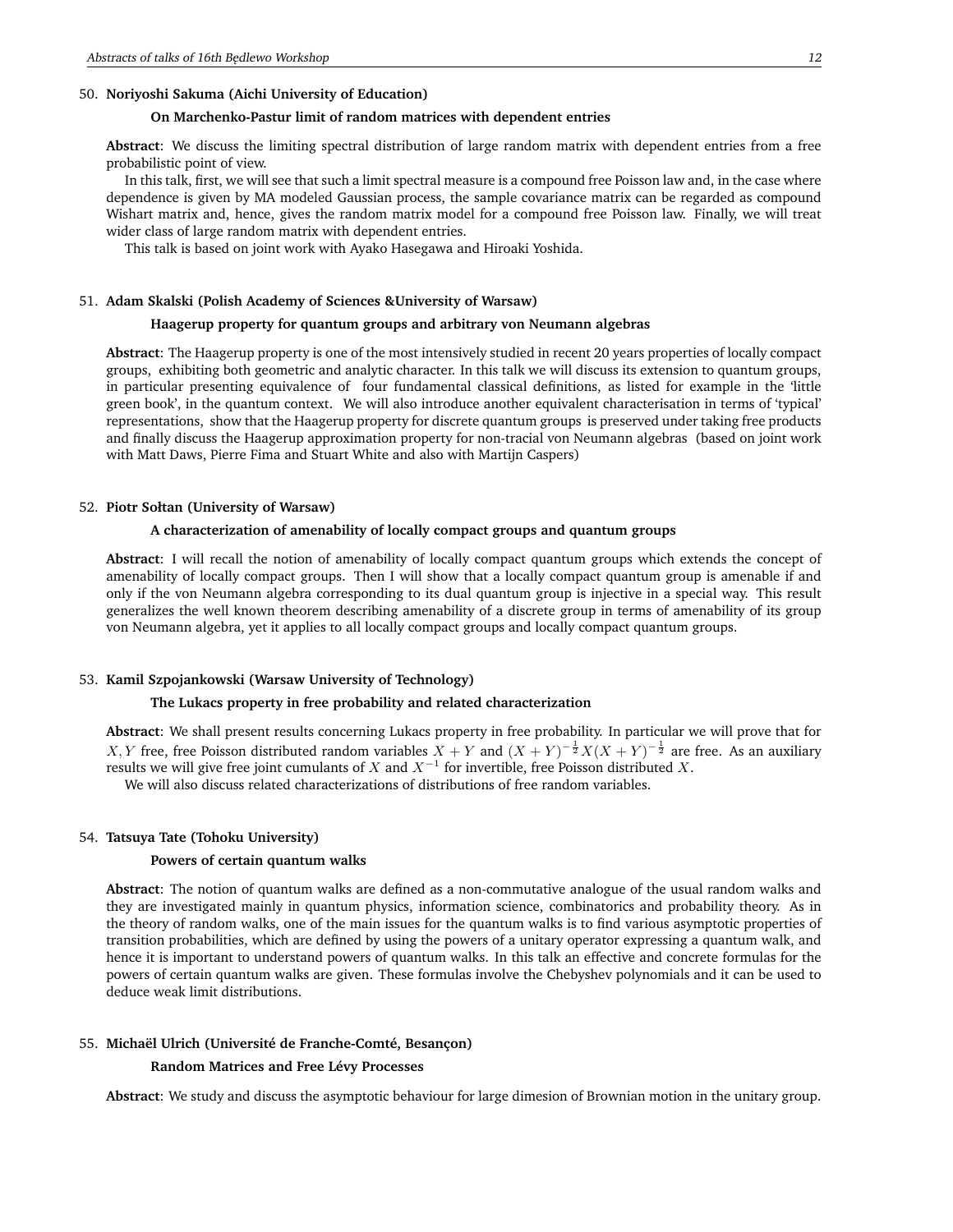50. **Noriyoshi Sakuma (Aichi University of Education)**

**On Marchenko-Pastur limit of random matrices with dependent entries**

**Abstract**: We discuss the limiting spectral distribution of large random matrix with dependent entries from a free probabilistic point of view.

In this talk, first, we will see that such a limit spectral measure is a compound free Poisson law and, in the case where dependence is given by MA modeled Gaussian process, the sample covariance matrix can be regarded as compound Wishart matrix and, hence, gives the random matrix model for a compound free Poisson law. Finally, we will treat wider class of large random matrix with dependent entries.

This talk is based on joint work with Ayako Hasegawa and Hiroaki Yoshida.

51. **Adam Skalski (Polish Academy of Sciences &University of Warsaw)**

**Haagerup property for quantum groups and arbitrary von Neumann algebras**

**Abstract**: The Haagerup property is one of the most intensively studied in recent 20 years properties of locally compact groups, exhibiting both geometric and analytic character. In this talk we will discuss its extension to quantum groups, in particular presenting equivalence of four fundamental classical definitions, as listed for example in the 'little green book', in the quantum context. We will also introduce another equivalent characterisation in terms of 'typical' representations, show that the Haagerup property for discrete quantum groups is preserved under taking free products and finally discuss the Haagerup approximation property for non-tracial von Neumann algebras (based on joint work with Matt Daws, Pierre Fima and Stuart White and also with Martijn Caspers)

52. **Piotr Sołtan (University of Warsaw)**

**A characterization of amenability of locally compact groups and quantum groups**

**Abstract**: I will recall the notion of amenability of locally compact quantum groups which extends the concept of amenability of locally compact groups. Then I will show that a locally compact quantum group is amenable if and only if the von Neumann algebra corresponding to its dual quantum group is injective in a special way. This result generalizes the well known theorem describing amenability of a discrete group in terms of amenability of its group von Neumann algebra, yet it applies to all locally compact groups and locally compact quantum groups.

53. **Kamil Szpojankowski (Warsaw University of Technology)**

**The Lukacs property in free probability and related characterization**

**Abstract**: We shall present results concerning Lukacs property in free probability. In particular we will prove that for $X, Y$ free, free Poisson distributed random variables $X + Y$ and $(X + Y)^{-\frac{1}{2}} X (X + Y)^{-\frac{1}{2}}$ are free. As an auxiliary results we will give free joint cumulants of $X$ and $X^{-1}$ for invertible, free Poisson distributed $X$.

We will also discuss related characterizations of distributions of free random variables.

54. **Tatsuya Tate (Tohoku University)**

**Powers of certain quantum walks**

**Abstract**: The notion of quantum walks are defined as a non-commutative analogue of the usual random walks and they are investigated mainly in quantum physics, information science, combinatorics and probability theory. As in the theory of random walks, one of the main issues for the quantum walks is to find various asymptotic properties of transition probabilities, which are defined by using the powers of a unitary operator expressing a quantum walk, and hence it is important to understand powers of quantum walks. In this talk an effective and concrete formulas for the powers of certain quantum walks are given. These formulas involve the Chebyshev polynomials and it can be used to deduce weak limit distributions.

55. **Michaël Ulrich (Université de Franche-Comté, Besançon)**

**Random Matrices and Free Lévy Processes**

**Abstract**: We study and discuss the asymptotic behaviour for large dimesion of Brownian motion in the unitary group.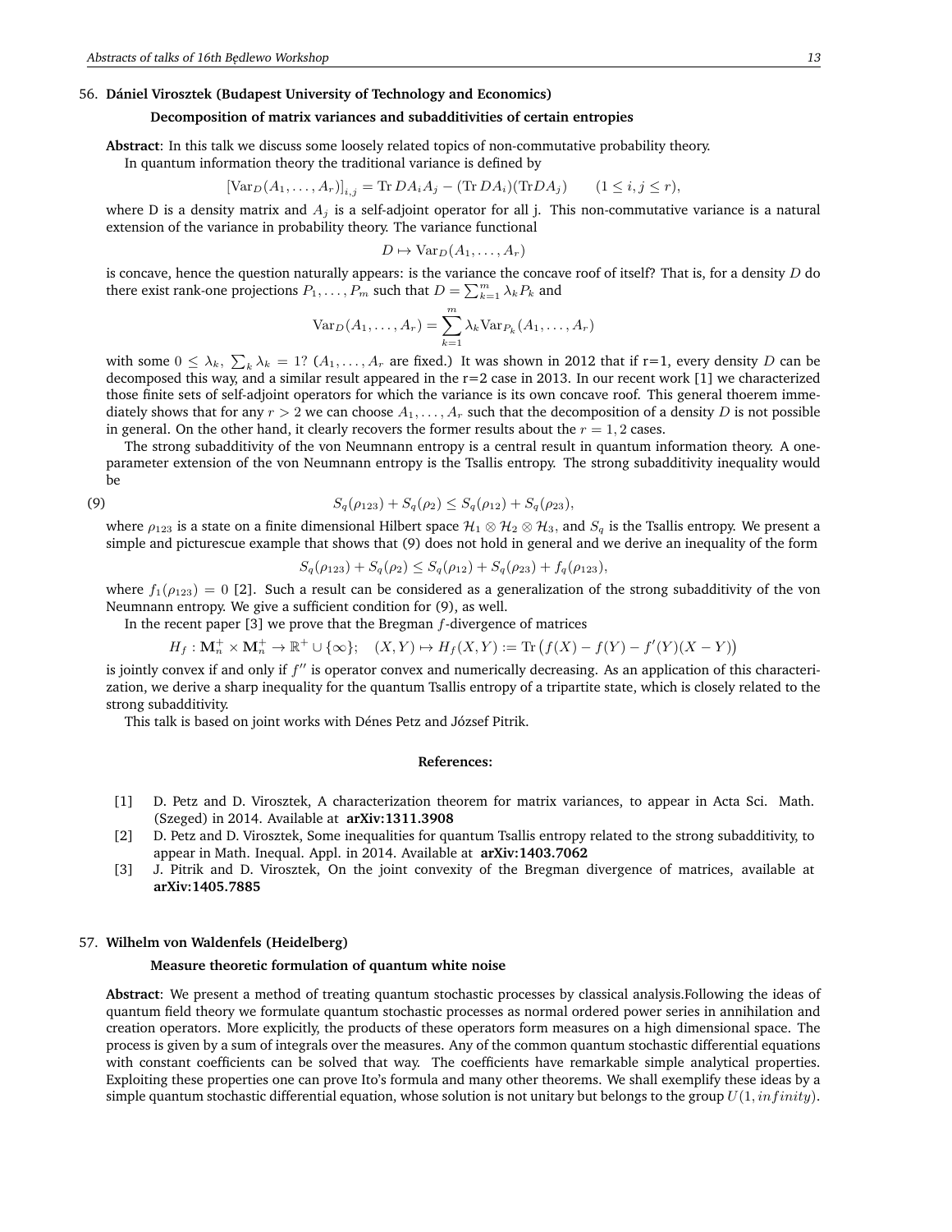56. **Dániel Virosztek (Budapest University of Technology and Economics)**

**Decomposition of matrix variances and subadditivities of certain entropies**

**Abstract**: In this talk we discuss some loosely related topics of non-commutative probability theory.

In quantum information theory the traditional variance is defined by

$$[\mathrm{Var}_D(A_1,\dots,A_r)]_{i,j} = \mathrm{Tr}\, DA_iA_j - (\mathrm{Tr}\, DA_i)(\mathrm{Tr} DA_j) \qquad (1 \le i,j \le r),$$

where D is a density matrix and $A_j$ is a self-adjoint operator for all j. This non-commutative variance is a natural extension of the variance in probability theory. The variance functional

$$D \mapsto \mathrm{Var}_D(A_1,\dots,A_r)$$

is concave, hence the question naturally appears: is the variance the concave roof of itself? That is, for a density $D$ do there exist rank-one projections $P_1,\dots,P_m$ such that $D = \sum_{k=1}^m \lambda_k P_k$ and

$$\mathrm{Var}_D(A_1,\dots,A_r) = \sum_{k=1}^m \lambda_k \mathrm{Var}_{P_k}(A_1,\dots,A_r)$$

with some $0 \le \lambda_k,\ \sum_k \lambda_k = 1$? ($A_1,\dots,A_r$ are fixed.) It was shown in 2012 that if r=1, every density $D$ can be decomposed this way, and a similar result appeared in the r=2 case in 2013. In our recent work [1] we characterized those finite sets of self-adjoint operators for which the variance is its own concave roof. This general thoerem immediately shows that for any $r > 2$ we can choose $A_1,\dots,A_r$ such that the decomposition of a density $D$ is not possible in general. On the other hand, it clearly recovers the former results about the $r = 1,2$ cases.

The strong subadditivity of the von Neumann entropy is a central result in quantum information theory. A one-parameter extension of the von Neumann entropy is the Tsallis entropy. The strong subadditivity inequality would be

$$S_q(\rho_{123}) + S_q(\rho_2) \le S_q(\rho_{12}) + S_q(\rho_{23}), \tag{9}$$

where $\rho_{123}$ is a state on a finite dimensional Hilbert space $\mathcal{H}_1 \otimes \mathcal{H}_2 \otimes \mathcal{H}_3$, and $S_q$ is the Tsallis entropy. We present a simple and picturescue example that shows that (9) does not hold in general and we derive an inequality of the form

$$S_q(\rho_{123}) + S_q(\rho_2) \le S_q(\rho_{12}) + S_q(\rho_{23}) + f_q(\rho_{123}),$$

where $f_1(\rho_{123}) = 0$ [2]. Such a result can be considered as a generalization of the strong subadditivity of the von Neumann entropy. We give a sufficient condition for (9), as well.

In the recent paper [3] we prove that the Bregman $f$-divergence of matrices

$$H_f : \mathbf{M}_n^+ \times \mathbf{M}_n^+ \to \mathbb{R}^+ \cup \{\infty\}; \quad (X,Y) \mapsto H_f(X,Y) := \mathrm{Tr}\left(f(X) - f(Y) - f'(Y)(X-Y)\right)$$

is jointly convex if and only if $f''$ is operator convex and numerically decreasing. As an application of this characterization, we derive a sharp inequality for the quantum Tsallis entropy of a tripartite state, which is closely related to the strong subadditivity.

This talk is based on joint works with Dénes Petz and József Pitrik.

**References:**

[1] D. Petz and D. Virosztek, A characterization theorem for matrix variances, to appear in Acta Sci. Math. (Szeged) in 2014. Available at **arXiv:1311.3908**

[2] D. Petz and D. Virosztek, Some inequalities for quantum Tsallis entropy related to the strong subadditivity, to appear in Math. Inequal. Appl. in 2014. Available at **arXiv:1403.7062**

[3] J. Pitrik and D. Virosztek, On the joint convexity of the Bregman divergence of matrices, available at **arXiv:1405.7885**

57. **Wilhelm von Waldenfels (Heidelberg)**

**Measure theoretic formulation of quantum white noise**

**Abstract**: We present a method of treating quantum stochastic processes by classical analysis.Following the ideas of quantum field theory we formulate quantum stochastic processes as normal ordered power series in annihilation and creation operators. More explicitly, the products of these operators form measures on a high dimensional space. The process is given by a sum of integrals over the measures. Any of the common quantum stochastic differential equations with constant coefficients can be solved that way. The coefficients have remarkable simple analytical properties. Exploiting these properties one can prove Ito's formula and many other theorems. We shall exemplify these ideas by a simple quantum stochastic differential equation, whose solution is not unitary but belongs to the group $U(1, infinity)$.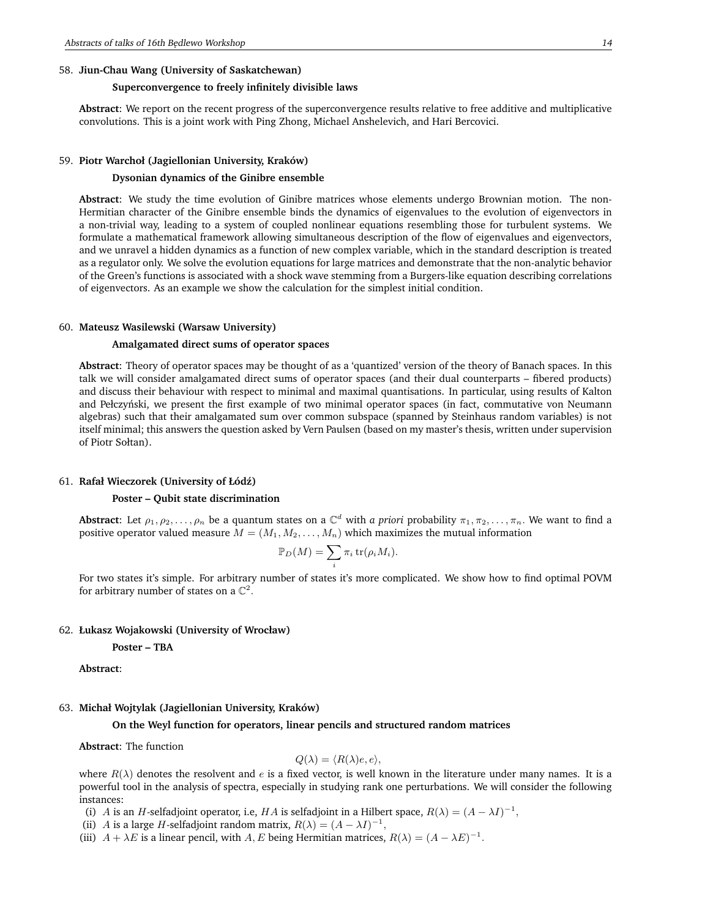58. **Jiun-Chau Wang (University of Saskatchewan)**

**Superconvergence to freely infinitely divisible laws**

**Abstract**: We report on the recent progress of the superconvergence results relative to free additive and multiplicative convolutions. This is a joint work with Ping Zhong, Michael Anshelevich, and Hari Bercovici.

59. **Piotr Warchoł (Jagiellonian University, Kraków)**

**Dysonian dynamics of the Ginibre ensemble**

**Abstract**: We study the time evolution of Ginibre matrices whose elements undergo Brownian motion. The non-Hermitian character of the Ginibre ensemble binds the dynamics of eigenvalues to the evolution of eigenvectors in a non-trivial way, leading to a system of coupled nonlinear equations resembling those for turbulent systems. We formulate a mathematical framework allowing simultaneous description of the flow of eigenvalues and eigenvectors, and we unravel a hidden dynamics as a function of new complex variable, which in the standard description is treated as a regulator only. We solve the evolution equations for large matrices and demonstrate that the non-analytic behavior of the Green's functions is associated with a shock wave stemming from a Burgers-like equation describing correlations of eigenvectors. As an example we show the calculation for the simplest initial condition.

60. **Mateusz Wasilewski (Warsaw University)**

**Amalgamated direct sums of operator spaces**

**Abstract**: Theory of operator spaces may be thought of as a 'quantized' version of the theory of Banach spaces. In this talk we will consider amalgamated direct sums of operator spaces (and their dual counterparts – fibered products) and discuss their behaviour with respect to minimal and maximal quantisations. In particular, using results of Kalton and Pełczyński, we present the first example of two minimal operator spaces (in fact, commutative von Neumann algebras) such that their amalgamated sum over common subspace (spanned by Steinhaus random variables) is not itself minimal; this answers the question asked by Vern Paulsen (based on my master's thesis, written under supervision of Piotr Sołtan).

61. **Rafał Wieczorek (University of Łódź)**

**Poster – Qubit state discrimination**

**Abstract**: Let $\rho_1, \rho_2, \ldots, \rho_n$ be a quantum states on a $\mathbb{C}^d$ with *a priori* probability $\pi_1, \pi_2, \ldots, \pi_n$. We want to find a positive operator valued measure $M = (M_1, M_2, \ldots, M_n)$ which maximizes the mutual information

$$\mathbb{P}_D(M) = \sum_i \pi_i \operatorname{tr}(\rho_i M_i).$$

For two states it's simple. For arbitrary number of states it's more complicated. We show how to find optimal POVM for arbitrary number of states on a $\mathbb{C}^2$.

62. **Łukasz Wojakowski (University of Wrocław)**

**Poster – TBA**

**Abstract**:

63. **Michał Wojtylak (Jagiellonian University, Kraków)**

**On the Weyl function for operators, linear pencils and structured random matrices**

**Abstract**: The function

$$Q(\lambda) = \langle R(\lambda)e, e\rangle,$$

where $R(\lambda)$ denotes the resolvent and $e$ is a fixed vector, is well known in the literature under many names. It is a powerful tool in the analysis of spectra, especially in studying rank one perturbations. We will consider the following instances:

(i) $A$ is an $H$-selfadjoint operator, i.e, $HA$ is selfadjoint in a Hilbert space, $R(\lambda) = (A - \lambda I)^{-1}$,
(ii) $A$ is a large $H$-selfadjoint random matrix, $R(\lambda) = (A - \lambda I)^{-1}$,
(iii) $A + \lambda E$ is a linear pencil, with $A, E$ being Hermitian matrices, $R(\lambda) = (A - \lambda E)^{-1}$.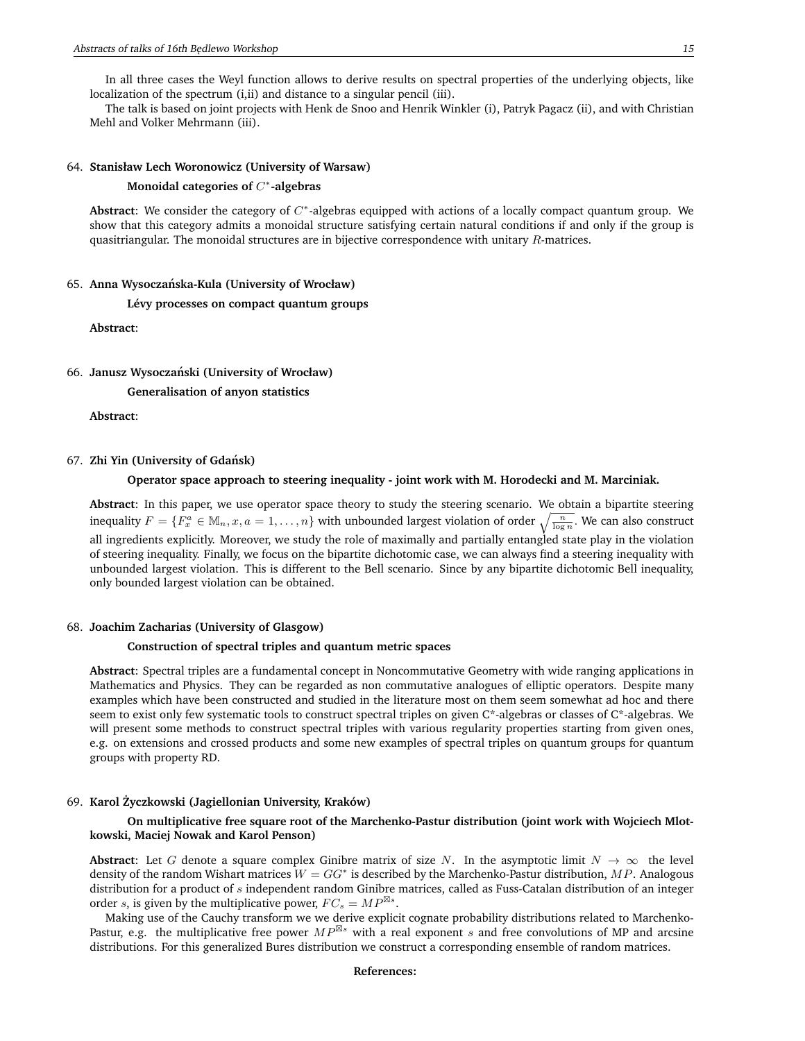In all three cases the Weyl function allows to derive results on spectral properties of the underlying objects, like localization of the spectrum (i,ii) and distance to a singular pencil (iii).

The talk is based on joint projects with Henk de Snoo and Henrik Winkler (i), Patryk Pagacz (ii), and with Christian Mehl and Volker Mehrmann (iii).

64. **Stanisław Lech Woronowicz (University of Warsaw)**

**Monoidal categories of $C^*$-algebras**

**Abstract**: We consider the category of $C^*$-algebras equipped with actions of a locally compact quantum group. We show that this category admits a monoidal structure satisfying certain natural conditions if and only if the group is quasitriangular. The monoidal structures are in bijective correspondence with unitary $R$-matrices.

65. **Anna Wysoczańska-Kula (University of Wrocław)**

**Lévy processes on compact quantum groups**

**Abstract**:

66. **Janusz Wysoczański (University of Wrocław)**

**Generalisation of anyon statistics**

**Abstract**:

67. **Zhi Yin (University of Gdańsk)**

**Operator space approach to steering inequality - joint work with M. Horodecki and M. Marciniak.**

**Abstract**: In this paper, we use operator space theory to study the steering scenario. We obtain a bipartite steering inequality $F = \{F_x^a \in \mathbb{M}_n, x, a = 1, \ldots, n\}$ with unbounded largest violation of order $\sqrt{\frac{n}{\log n}}$. We can also construct all ingredients explicitly. Moreover, we study the role of maximally and partially entangled state play in the violation of steering inequality. Finally, we focus on the bipartite dichotomic case, we can always find a steering inequality with unbounded largest violation. This is different to the Bell scenario. Since by any bipartite dichotomic Bell inequality, only bounded largest violation can be obtained.

68. **Joachim Zacharias (University of Glasgow)**

**Construction of spectral triples and quantum metric spaces**

**Abstract**: Spectral triples are a fundamental concept in Noncommutative Geometry with wide ranging applications in Mathematics and Physics. They can be regarded as non commutative analogues of elliptic operators. Despite many examples which have been constructed and studied in the literature most on them seem somewhat ad hoc and there seem to exist only few systematic tools to construct spectral triples on given C*-algebras or classes of C*-algebras. We will present some methods to construct spectral triples with various regularity properties starting from given ones, e.g. on extensions and crossed products and some new examples of spectral triples on quantum groups for quantum groups with property RD.

69. **Karol Życzkowski (Jagiellonian University, Kraków)**

**On multiplicative free square root of the Marchenko-Pastur distribution (joint work with Wojciech Mlotkowski, Maciej Nowak and Karol Penson)**

**Abstract**: Let $G$ denote a square complex Ginibre matrix of size $N$. In the asymptotic limit $N \to \infty$ the level density of the random Wishart matrices $W = GG^*$ is described by the Marchenko-Pastur distribution, $MP$. Analogous distribution for a product of $s$ independent random Ginibre matrices, called as Fuss-Catalan distribution of an integer order $s$, is given by the multiplicative power, $FC_s = MP^{\boxtimes s}$.

Making use of the Cauchy transform we we derive explicit cognate probability distributions related to Marchenko-Pastur, e.g. the multiplicative free power $MP^{\boxtimes s}$ with a real exponent $s$ and free convolutions of MP and arcsine distributions. For this generalized Bures distribution we construct a corresponding ensemble of random matrices.

**References:**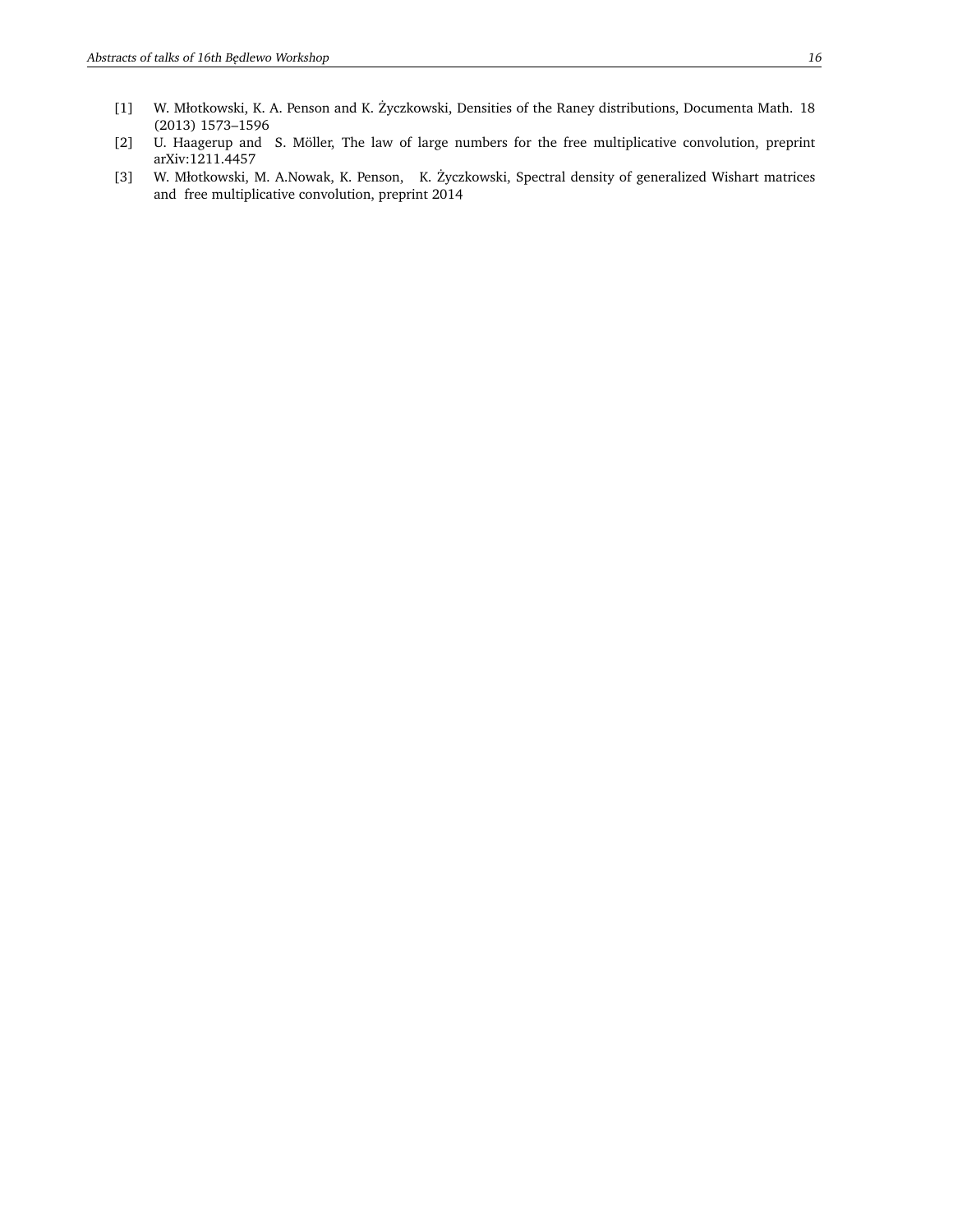[1] W. Młotkowski, K. A. Penson and K. Życzkowski, Densities of the Raney distributions, Documenta Math. 18 (2013) 1573–1596

[2] U. Haagerup and S. Möller, The law of large numbers for the free multiplicative convolution, preprint arXiv:1211.4457

[3] W. Młotkowski, M. A.Nowak, K. Penson, K. Życzkowski, Spectral density of generalized Wishart matrices and free multiplicative convolution, preprint 2014